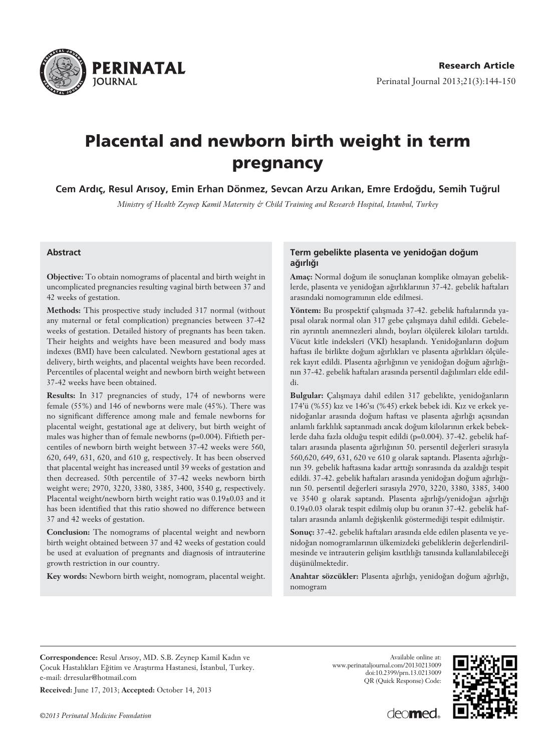**Research Article**

# Placental and newborn birth weight in term pregnancy

**Cem Ardıç, Resul Arısoy, Emin Erhan Dönmez, Sevcan Arzu Arıkan, Emre Erdoğdu, Semih Tuğrul**

*Ministry of Health Zeynep Kamil Maternity & Child Training and Research Hospital, Istanbul, Turkey*

## Abstract

**Objective:** To obtain nomograms of placental and birth weight in uncomplicated pregnancies resulting vaginal birth between 37 and 42 weeks of gestation.

**Methods:** This prospective study included 317 normal (without any maternal or fetal complication) pregnancies between 37-42 weeks of gestation. Detailed history of pregnants has been taken. Their heights and weights have been measured and body mass indexes (BMI) have been calculated. Newborn gestational ages at delivery, birth weights, and placental weights have been recorded. Percentiles of placental weight and newborn birth weight between 37-42 weeks have been obtained.

**Results:** In 317 pregnancies of study, 174 of newborns were female (55%) and 146 of newborns were male (45%). There was no significant difference among male and female newborns for placental weight, gestational age at delivery, but birth weight of males was higher than of female newborns (p=0.004). Fiftieth percentiles of newborn birth weight between 37-42 weeks were 560, 620, 649, 631, 620, and 610 g, respectively. It has been observed that placental weight has increased until 39 weeks of gestation and then decreased. 50th percentile of 37-42 weeks newborn birth weight were; 2970, 3220, 3380, 3385, 3400, 3540 g, respectively. Placental weight/newborn birth weight ratio was 0.19±0.03 and it has been identified that this ratio showed no difference between 37 and 42 weeks of gestation.

**Conclusion:** The nomograms of placental weight and newborn birth weight obtained between 37 and 42 weeks of gestation could be used at evaluation of pregnants and diagnosis of intrauterine growth restriction in our country.

**Key words:** Newborn birth weight, nomogram, placental weight.

## Term gebelikte plasenta ve yenidoğan doğum ağırlığı

**Amaç:** Normal doğum ile sonuçlanan komplike olmayan gebeliklerde, plasenta ve yenidoğan ağırlıklarının 37-42. gebelik haftaları arasındaki nomogramının elde edilmesi.

**Yöntem:** Bu prospektif çalışmada 37-42. gebelik haftalarında yapısal olarak normal olan 317 gebe çalışmaya dahil edildi. Gebelerin ayrıntılı anemnezleri alındı, boyları ölçülerek kiloları tartıldı. Vücut kitle indeksleri (VKİ) hesaplandı. Yenidoğanların doğum haftası ile birlikte doğum ağırlıkları ve plasenta ağırlıkları ölçülerek kayıt edildi. Plasenta ağırlığının ve yenidoğan doğum ağırlığının 37-42. gebelik haftaları arasında persentil dağılımları elde edildi.

**Bulgular:** Çalışmaya dahil edilen 317 gebelikte, yenidoğanların 174'ü (%55) kız ve 146'sı (%45) erkek bebek idi. Kız ve erkek yenidoğanlar arasında doğum haftası ve plasenta ağırlığı açısından anlamlı farklılık saptanmadı ancak doğum kilolarının erkek bebeklerde daha fazla olduğu tespit edildi (p=0.004). 37-42. gebelik haftaları arasında plasenta ağırlığının 50. persentil değerleri sırasıyla 560,620, 649, 631, 620 ve 610 g olarak saptandı. Plasenta ağırlığının 39. gebelik haftasına kadar arttığı sonrasında da azaldığı tespit edildi. 37-42. gebelik haftaları arasında yenidoğan doğum ağırlığının 50. persentil değerleri sırasıyla 2970, 3220, 3380, 3385, 3400 ve 3540 g olarak saptandı. Plasenta ağırlığı/yenidoğan ağırlığı 0.19±0.03 olarak tespit edilmiş olup bu oranın 37-42. gebelik haftaları arasında anlamlı değişkenlik göstermediği tespit edilmiştir.

**Sonuç:** 37-42. gebelik haftaları arasında elde edilen plasenta ve yenidoğan nomogramlarının ülkemizdeki gebeliklerin değerlendirilmesinde ve intrauterin gelişim kısıtlılığı tanısında kullanılabileceği düşünülmektedir.

**Anahtar sözcükler:** Plasenta ağırlığı, yenidoğan doğum ağırlığı, nomogram

---

**Correspondence:** Resul Arısoy, MD. S.B. Zeynep Kamil Kadın ve Çocuk Hastalıkları Eğitim ve Araştırma Hastanesi, İstanbul, Turkey. e-mail: drresular@hotmail.com

**Received:** June 17, 2013; **Accepted:** October 14, 2013

Available online at: www.perinataljournal.com/20130213009
doi:10.2399/prn.13.0213009
QR (Quick Response) Code:

*©2013 Perinatal Medicine Foundation*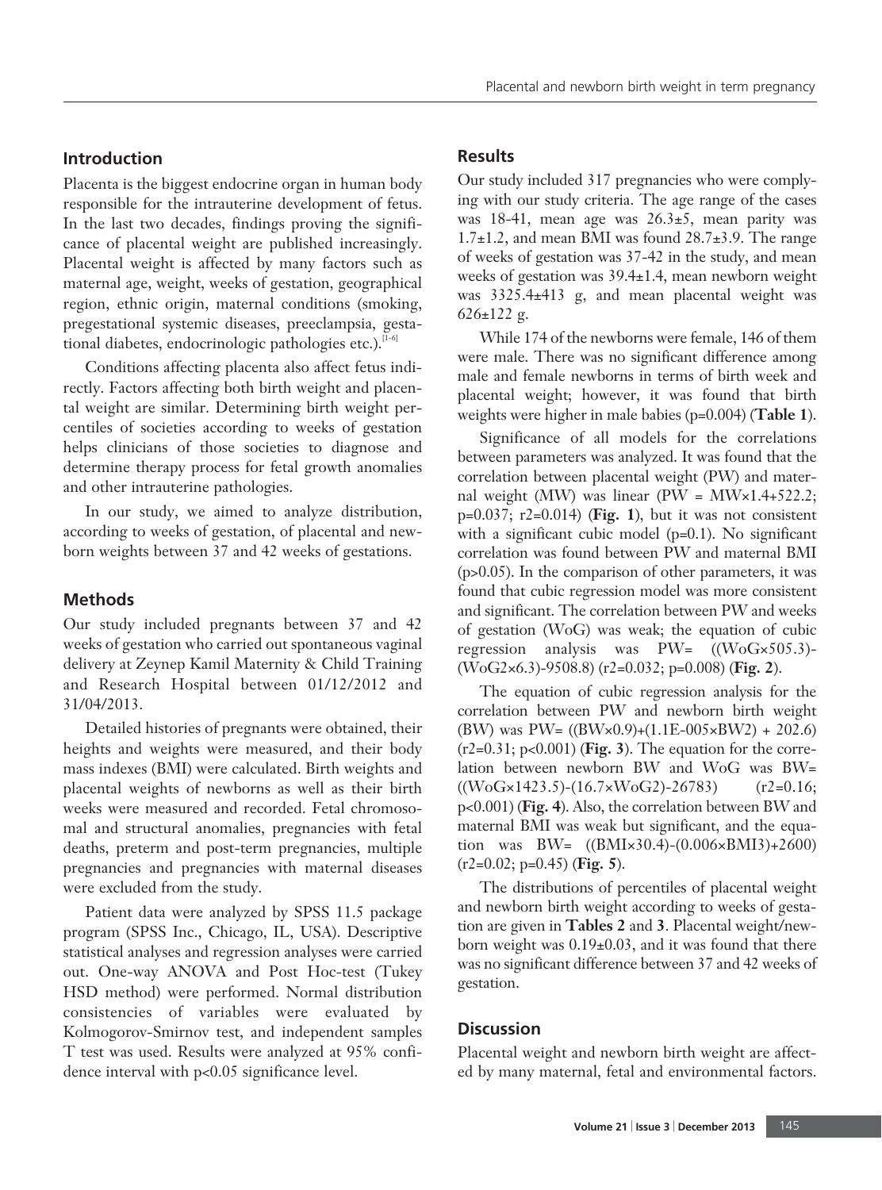## Introduction

Placenta is the biggest endocrine organ in human body responsible for the intrauterine development of fetus. In the last two decades, findings proving the significance of placental weight are published increasingly. Placental weight is affected by many factors such as maternal age, weight, weeks of gestation, geographical region, ethnic origin, maternal conditions (smoking, pregestational systemic diseases, preeclampsia, gestational diabetes, endocrinologic pathologies etc.).[1-6]

Conditions affecting placenta also affect fetus indirectly. Factors affecting both birth weight and placental weight are similar. Determining birth weight percentiles of societies according to weeks of gestation helps clinicians of those societies to diagnose and determine therapy process for fetal growth anomalies and other intrauterine pathologies.

In our study, we aimed to analyze distribution, according to weeks of gestation, of placental and newborn weights between 37 and 42 weeks of gestations.

## Methods

Our study included pregnants between 37 and 42 weeks of gestation who carried out spontaneous vaginal delivery at Zeynep Kamil Maternity & Child Training and Research Hospital between 01/12/2012 and 31/04/2013.

Detailed histories of pregnants were obtained, their heights and weights were measured, and their body mass indexes (BMI) were calculated. Birth weights and placental weights of newborns as well as their birth weeks were measured and recorded. Fetal chromosomal and structural anomalies, pregnancies with fetal deaths, preterm and post-term pregnancies, multiple pregnancies and pregnancies with maternal diseases were excluded from the study.

Patient data were analyzed by SPSS 11.5 package program (SPSS Inc., Chicago, IL, USA). Descriptive statistical analyses and regression analyses were carried out. One-way ANOVA and Post Hoc-test (Tukey HSD method) were performed. Normal distribution consistencies of variables were evaluated by Kolmogorov-Smirnov test, and independent samples T test was used. Results were analyzed at 95% confidence interval with $p<0.05$ significance level.

## Results

Our study included 317 pregnancies who were complying with our study criteria. The age range of the cases was 18-41, mean age was 26.3±5, mean parity was 1.7±1.2, and mean BMI was found 28.7±3.9. The range of weeks of gestation was 37-42 in the study, and mean weeks of gestation was 39.4±1.4, mean newborn weight was 3325.4±413 g, and mean placental weight was 626±122 g.

While 174 of the newborns were female, 146 of them were male. There was no significant difference among male and female newborns in terms of birth week and placental weight; however, it was found that birth weights were higher in male babies ($p=0.004$) (**Table 1**).

Significance of all models for the correlations between parameters was analyzed. It was found that the correlation between placental weight (PW) and maternal weight (MW) was linear ($PW = MW \times 1.4 + 522.2$; $p=0.037$; $r2=0.014$) (**Fig. 1**), but it was not consistent with a significant cubic model ($p=0.1$). No significant correlation was found between PW and maternal BMI ($p>0.05$). In the comparison of other parameters, it was found that cubic regression model was more consistent and significant. The correlation between PW and weeks of gestation (WoG) was weak; the equation of cubic regression analysis was $PW= ((WoG \times 505.3)-(WoG2 \times 6.3)-9508.8)$ ($r2=0.032$; $p=0.008$) (**Fig. 2**).

The equation of cubic regression analysis for the correlation between PW and newborn birth weight (BW) was $PW= ((BW \times 0.9)+(1.1E\text{-}005 \times BW2) + 202.6)$ ($r2=0.31$; $p<0.001$) (**Fig. 3**). The equation for the correlation between newborn BW and WoG was $BW= ((WoG \times 1423.5)-(16.7 \times WoG2)-26783)$ ($r2=0.16$; $p<0.001$) (**Fig. 4**). Also, the correlation between BW and maternal BMI was weak but significant, and the equation was $BW= ((BMI \times 30.4)-(0.006 \times BMI3)+2600)$ ($r2=0.02$; $p=0.45$) (**Fig. 5**).

The distributions of percentiles of placental weight and newborn birth weight according to weeks of gestation are given in **Tables 2** and **3**. Placental weight/newborn weight was 0.19±0.03, and it was found that there was no significant difference between 37 and 42 weeks of gestation.

## Discussion

Placental weight and newborn birth weight are affected by many maternal, fetal and environmental factors.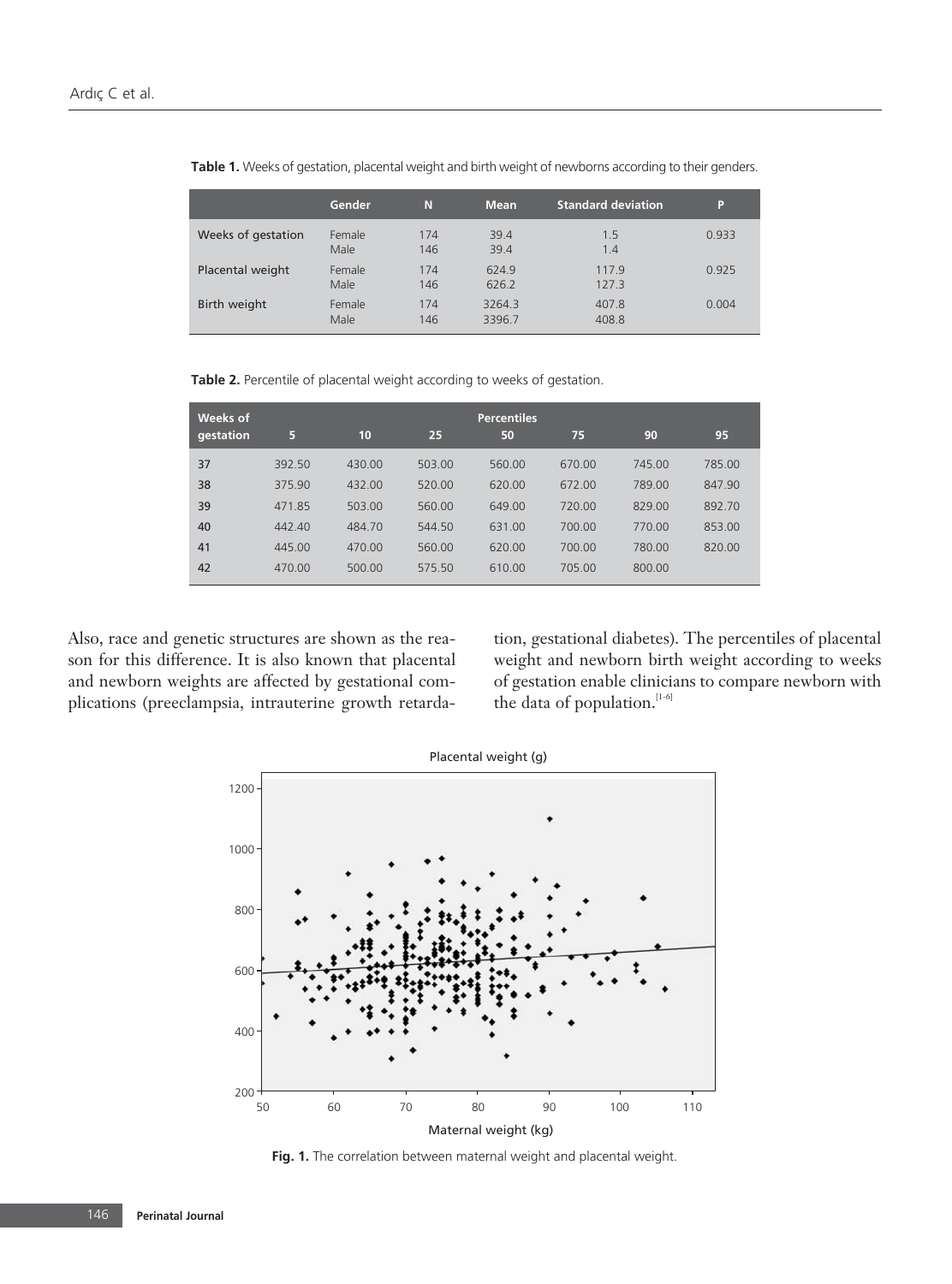**Table 1.** Weeks of gestation, placental weight and birth weight of newborns according to their genders.

| | Gender | N | Mean | Standard deviation | P |
|---|---|---|---|---|---|
| Weeks of gestation | Female<br>Male | 174<br>146 | 39.4<br>39.4 | 1.5<br>1.4 | 0.933 |
| Placental weight | Female<br>Male | 174<br>146 | 624.9<br>626.2 | 117.9<br>127.3 | 0.925 |
| Birth weight | Female<br>Male | 174<br>146 | 3264.3<br>3396.7 | 407.8<br>408.8 | 0.004 |

**Table 2.** Percentile of placental weight according to weeks of gestation.

| Weeks of gestation | Percentiles | | | | | | |
|---|---|---|---|---|---|---|---|
| | 5 | 10 | 25 | 50 | 75 | 90 | 95 |
| 37 | 392.50 | 430.00 | 503.00 | 560.00 | 670.00 | 745.00 | 785.00 |
| 38 | 375.90 | 432.00 | 520.00 | 620.00 | 672.00 | 789.00 | 847.90 |
| 39 | 471.85 | 503.00 | 560.00 | 649.00 | 720.00 | 829.00 | 892.70 |
| 40 | 442.40 | 484.70 | 544.50 | 631.00 | 700.00 | 770.00 | 853.00 |
| 41 | 445.00 | 470.00 | 560.00 | 620.00 | 700.00 | 780.00 | 820.00 |
| 42 | 470.00 | 500.00 | 575.50 | 610.00 | 705.00 | 800.00 | |

Also, race and genetic structures are shown as the reason for this difference. It is also known that placental and newborn weights are affected by gestational complications (preeclampsia, intrauterine growth retardation, gestational diabetes). The percentiles of placental weight and newborn birth weight according to weeks of gestation enable clinicians to compare newborn with the data of population.[1-6]

**Fig. 1.** The correlation between maternal weight and placental weight.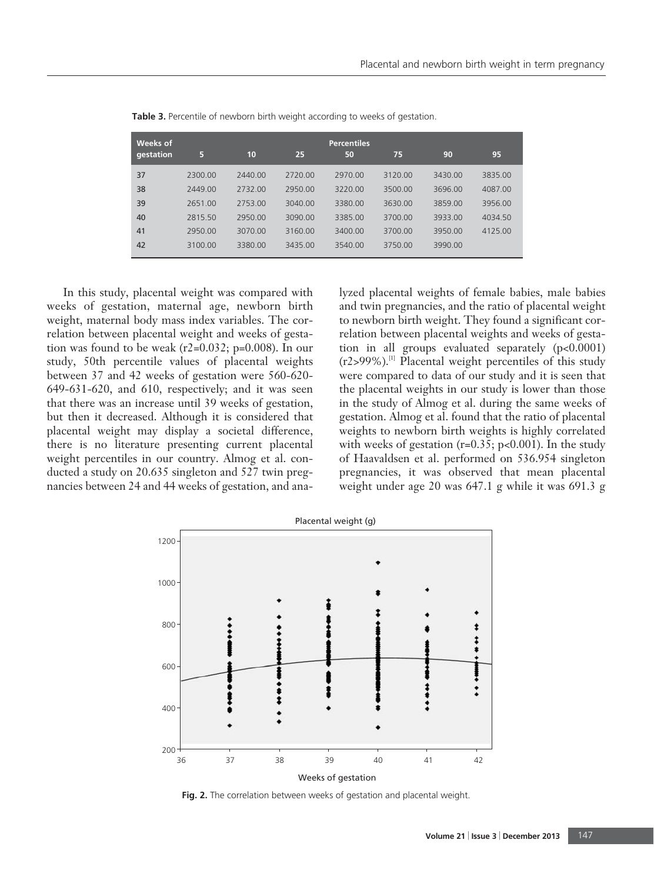**Table 3.** Percentile of newborn birth weight according to weeks of gestation.

| Weeks of gestation | Percentiles | | | | | | |
|---|---|---|---|---|---|---|---|
| | 5 | 10 | 25 | 50 | 75 | 90 | 95 |
| 37 | 2300.00 | 2440.00 | 2720.00 | 2970.00 | 3120.00 | 3430.00 | 3835.00 |
| 38 | 2449.00 | 2732.00 | 2950.00 | 3220.00 | 3500.00 | 3696.00 | 4087.00 |
| 39 | 2651.00 | 2753.00 | 3040.00 | 3380.00 | 3630.00 | 3859.00 | 3956.00 |
| 40 | 2815.50 | 2950.00 | 3090.00 | 3385.00 | 3700.00 | 3933.00 | 4034.50 |
| 41 | 2950.00 | 3070.00 | 3160.00 | 3400.00 | 3700.00 | 3950.00 | 4125.00 |
| 42 | 3100.00 | 3380.00 | 3435.00 | 3540.00 | 3750.00 | 3990.00 | |

In this study, placental weight was compared with weeks of gestation, maternal age, newborn birth weight, maternal body mass index variables. The correlation between placental weight and weeks of gestation was found to be weak ($r2=0.032$; $p=0.008$). In our study, 50th percentile values of placental weights between 37 and 42 weeks of gestation were 560-620-649-631-620, and 610, respectively; and it was seen that there was an increase until 39 weeks of gestation, but then it decreased. Although it is considered that placental weight may display a societal difference, there is no literature presenting current placental weight percentiles in our country. Almog et al. conducted a study on 20.635 singleton and 527 twin pregnancies between 24 and 44 weeks of gestation, and analyzed placental weights of female babies, male babies and twin pregnancies, and the ratio of placental weight to newborn birth weight. They found a significant correlation between placental weights and weeks of gestation in all groups evaluated separately ($p<0.0001$) ($r2>99\%$).[1] Placental weight percentiles of this study were compared to data of our study and it is seen that the placental weights in our study is lower than those in the study of Almog et al. during the same weeks of gestation. Almog et al. found that the ratio of placental weights to newborn birth weights is highly correlated with weeks of gestation ($r=0.35$; $p<0.001$). In the study of Haavaldsen et al. performed on 536.954 singleton pregnancies, it was observed that mean placental weight under age 20 was 647.1 g while it was 691.3 g

**Fig. 2.** The correlation between weeks of gestation and placental weight.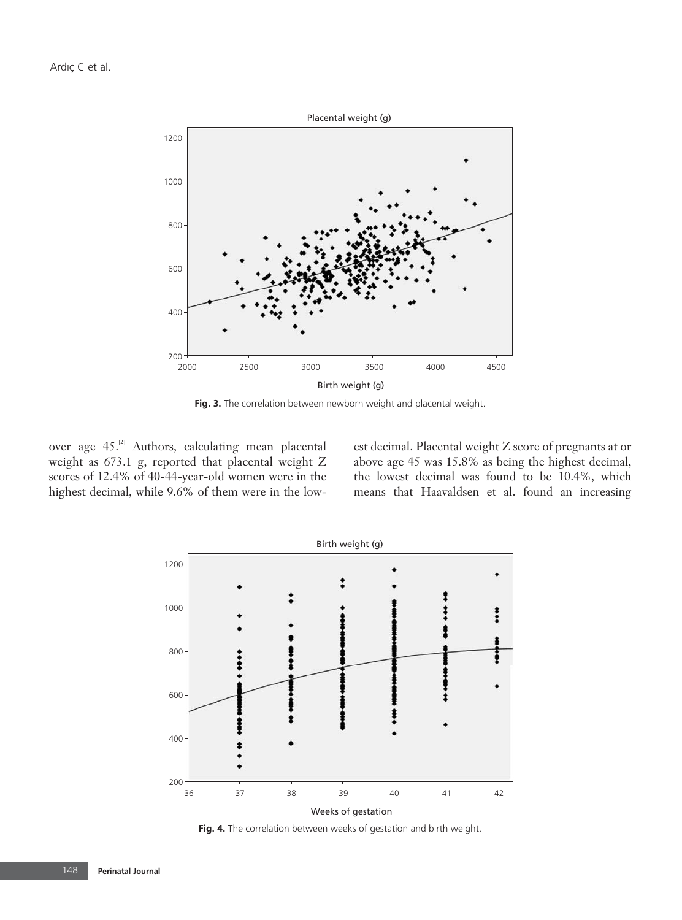Fig. 3. The correlation between newborn weight and placental weight.

over age 45.[2] Authors, calculating mean placental weight as 673.1 g, reported that placental weight Z scores of 12.4% of 40-44-year-old women were in the highest decimal, while 9.6% of them were in the lowest decimal. Placental weight Z score of pregnants at or above age 45 was 15.8% as being the highest decimal, the lowest decimal was found to be 10.4%, which means that Haavaldsen et al. found an increasing

Fig. 4. The correlation between weeks of gestation and birth weight.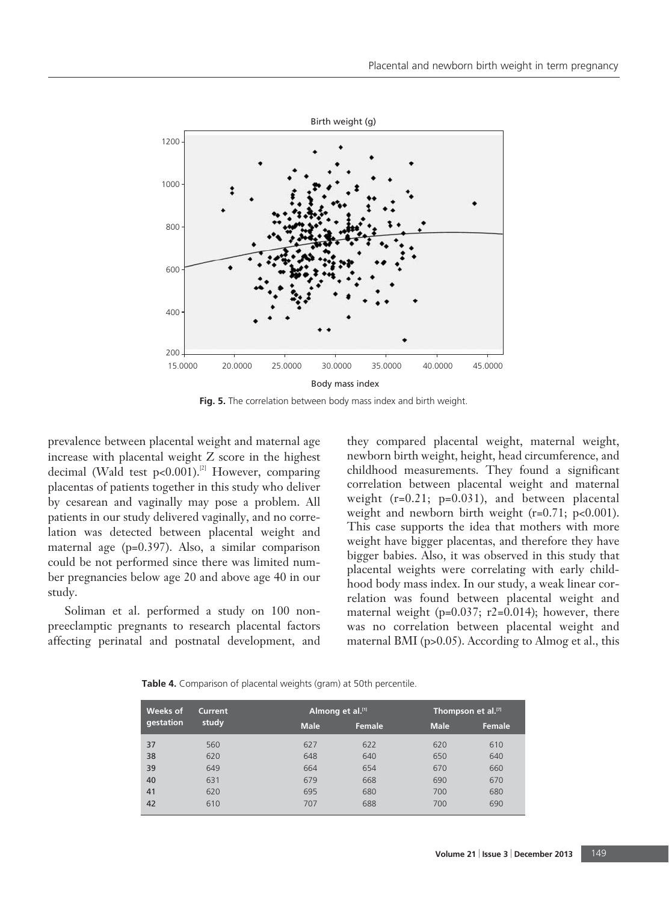Fig. 5. The correlation between body mass index and birth weight.

prevalence between placental weight and maternal age increase with placental weight Z score in the highest decimal (Wald test p<0.001).[2] However, comparing placentas of patients together in this study who deliver by cesarean and vaginally may pose a problem. All patients in our study delivered vaginally, and no correlation was detected between placental weight and maternal age (p=0.397). Also, a similar comparison could be not performed since there was limited number pregnancies below age 20 and above age 40 in our study.

Soliman et al. performed a study on 100 non-preeclamptic pregnants to research placental factors affecting perinatal and postnatal development, and they compared placental weight, maternal weight, newborn birth weight, height, head circumference, and childhood measurements. They found a significant correlation between placental weight and maternal weight (r=0.21; p=0.031), and between placental weight and newborn birth weight (r=0.71; p<0.001). This case supports the idea that mothers with more weight have bigger placentas, and therefore they have bigger babies. Also, it was observed in this study that placental weights were correlating with early childhood body mass index. In our study, a weak linear correlation was found between placental weight and maternal weight (p=0.037; r2=0.014); however, there was no correlation between placental weight and maternal BMI (p>0.05). According to Almog et al., this

**Table 4.** Comparison of placental weights (gram) at 50th percentile.

| Weeks of gestation | Current study | Almong et al.[1] | | Thompson et al.[7] | |
|---|---|---|---|---|---|
| | | Male | Female | Male | Female |
| 37 | 560 | 627 | 622 | 620 | 610 |
| 38 | 620 | 648 | 640 | 650 | 640 |
| 39 | 649 | 664 | 654 | 670 | 660 |
| 40 | 631 | 679 | 668 | 690 | 670 |
| 41 | 620 | 695 | 680 | 700 | 680 |
| 42 | 610 | 707 | 688 | 700 | 690 |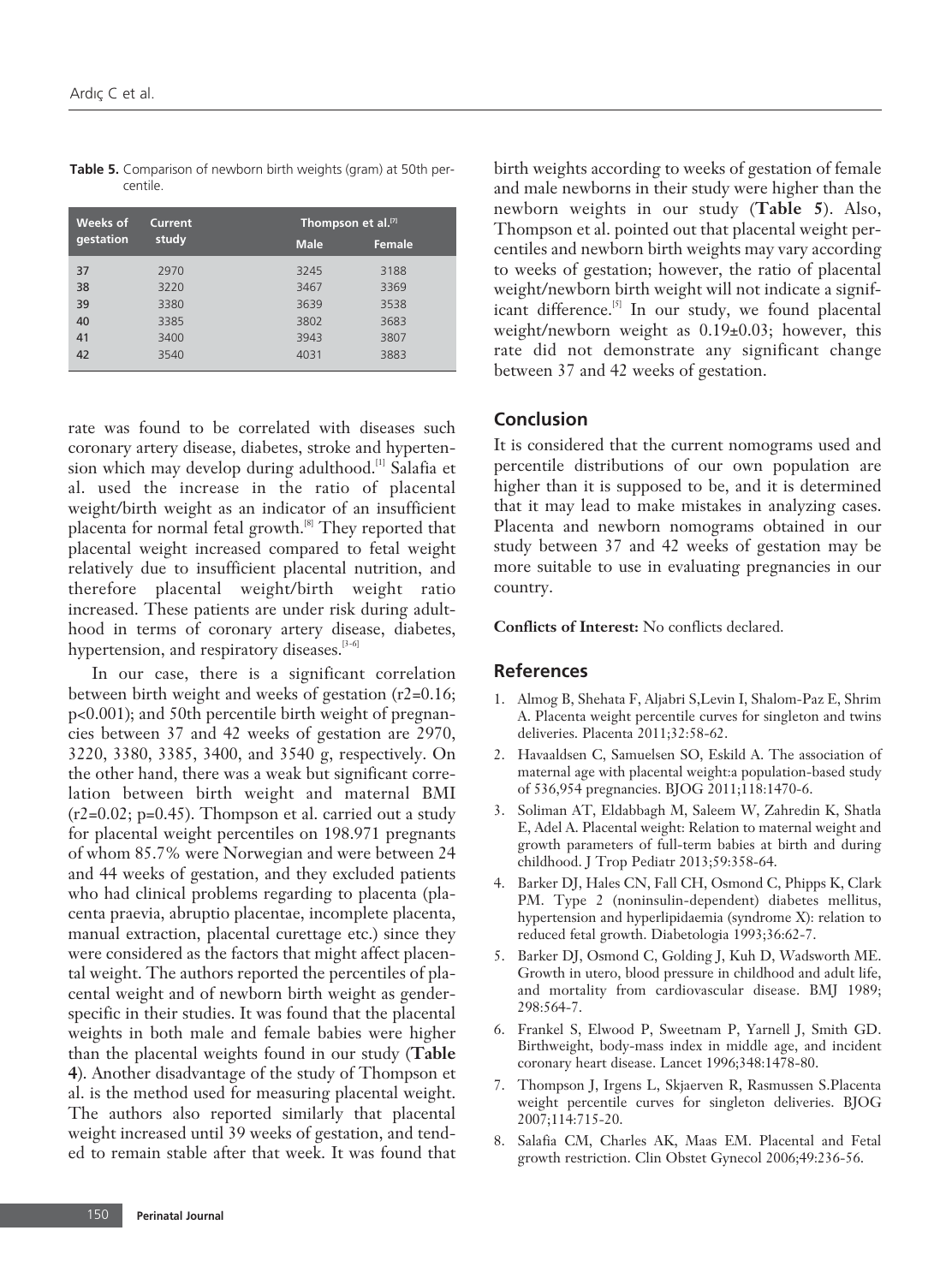**Table 5.** Comparison of newborn birth weights (gram) at 50th percentile.

| Weeks of gestation | Current study | Thompson et al.[7] | |
|---|---|---|---|
| | | Male | Female |
| 37 | 2970 | 3245 | 3188 |
| 38 | 3220 | 3467 | 3369 |
| 39 | 3380 | 3639 | 3538 |
| 40 | 3385 | 3802 | 3683 |
| 41 | 3400 | 3943 | 3807 |
| 42 | 3540 | 4031 | 3883 |

rate was found to be correlated with diseases such coronary artery disease, diabetes, stroke and hypertension which may develop during adulthood.[1] Salafia et al. used the increase in the ratio of placental weight/birth weight as an indicator of an insufficient placenta for normal fetal growth.[8] They reported that placental weight increased compared to fetal weight relatively due to insufficient placental nutrition, and therefore placental weight/birth weight ratio increased. These patients are under risk during adulthood in terms of coronary artery disease, diabetes, hypertension, and respiratory diseases.[3-6]

In our case, there is a significant correlation between birth weight and weeks of gestation ($r2=0.16$; $p<0.001$); and 50th percentile birth weight of pregnancies between 37 and 42 weeks of gestation are 2970, 3220, 3380, 3385, 3400, and 3540 g, respectively. On the other hand, there was a weak but significant correlation between birth weight and maternal BMI ($r2=0.02$; $p=0.45$). Thompson et al. carried out a study for placental weight percentiles on 198.971 pregnants of whom 85.7% were Norwegian and were between 24 and 44 weeks of gestation, and they excluded patients who had clinical problems regarding to placenta (placenta praevia, abruptio placentae, incomplete placenta, manual extraction, placental curettage etc.) since they were considered as the factors that might affect placental weight. The authors reported the percentiles of placental weight and of newborn birth weight as gender-specific in their studies. It was found that the placental weights in both male and female babies were higher than the placental weights found in our study (**Table 4**). Another disadvantage of the study of Thompson et al. is the method used for measuring placental weight. The authors also reported similarly that placental weight increased until 39 weeks of gestation, and tended to remain stable after that week. It was found that birth weights according to weeks of gestation of female and male newborns in their study were higher than the newborn weights in our study (**Table 5**). Also, Thompson et al. pointed out that placental weight percentiles and newborn birth weights may vary according to weeks of gestation; however, the ratio of placental weight/newborn birth weight will not indicate a significant difference.[5] In our study, we found placental weight/newborn weight as 0.19±0.03; however, this rate did not demonstrate any significant change between 37 and 42 weeks of gestation.

## Conclusion

It is considered that the current nomograms used and percentile distributions of our own population are higher than it is supposed to be, and it is determined that it may lead to make mistakes in analyzing cases. Placenta and newborn nomograms obtained in our study between 37 and 42 weeks of gestation may be more suitable to use in evaluating pregnancies in our country.

**Conflicts of Interest:** No conflicts declared.

## References

1. Almog B, Shehata F, Aljabri S,Levin I, Shalom-Paz E, Shrim A. Placenta weight percentile curves for singleton and twins deliveries. Placenta 2011;32:58-62.
2. Havaaldsen C, Samuelsen SO, Eskild A. The association of maternal age with placental weight:a population-based study of 536,954 pregnancies. BJOG 2011;118:1470-6.
3. Soliman AT, Eldabbagh M, Saleem W, Zahredin K, Shatla E, Adel A. Placental weight: Relation to maternal weight and growth parameters of full-term babies at birth and during childhood. J Trop Pediatr 2013;59:358-64.
4. Barker DJ, Hales CN, Fall CH, Osmond C, Phipps K, Clark PM. Type 2 (noninsulin-dependent) diabetes mellitus, hypertension and hyperlipidaemia (syndrome X): relation to reduced fetal growth. Diabetologia 1993;36:62-7.
5. Barker DJ, Osmond C, Golding J, Kuh D, Wadsworth ME. Growth in utero, blood pressure in childhood and adult life, and mortality from cardiovascular disease. BMJ 1989; 298:564-7.
6. Frankel S, Elwood P, Sweetnam P, Yarnell J, Smith GD. Birthweight, body-mass index in middle age, and incident coronary heart disease. Lancet 1996;348:1478-80.
7. Thompson J, Irgens L, Skjaerven R, Rasmussen S.Placenta weight percentile curves for singleton deliveries. BJOG 2007;114:715-20.
8. Salafia CM, Charles AK, Maas EM. Placental and Fetal growth restriction. Clin Obstet Gynecol 2006;49:236-56.